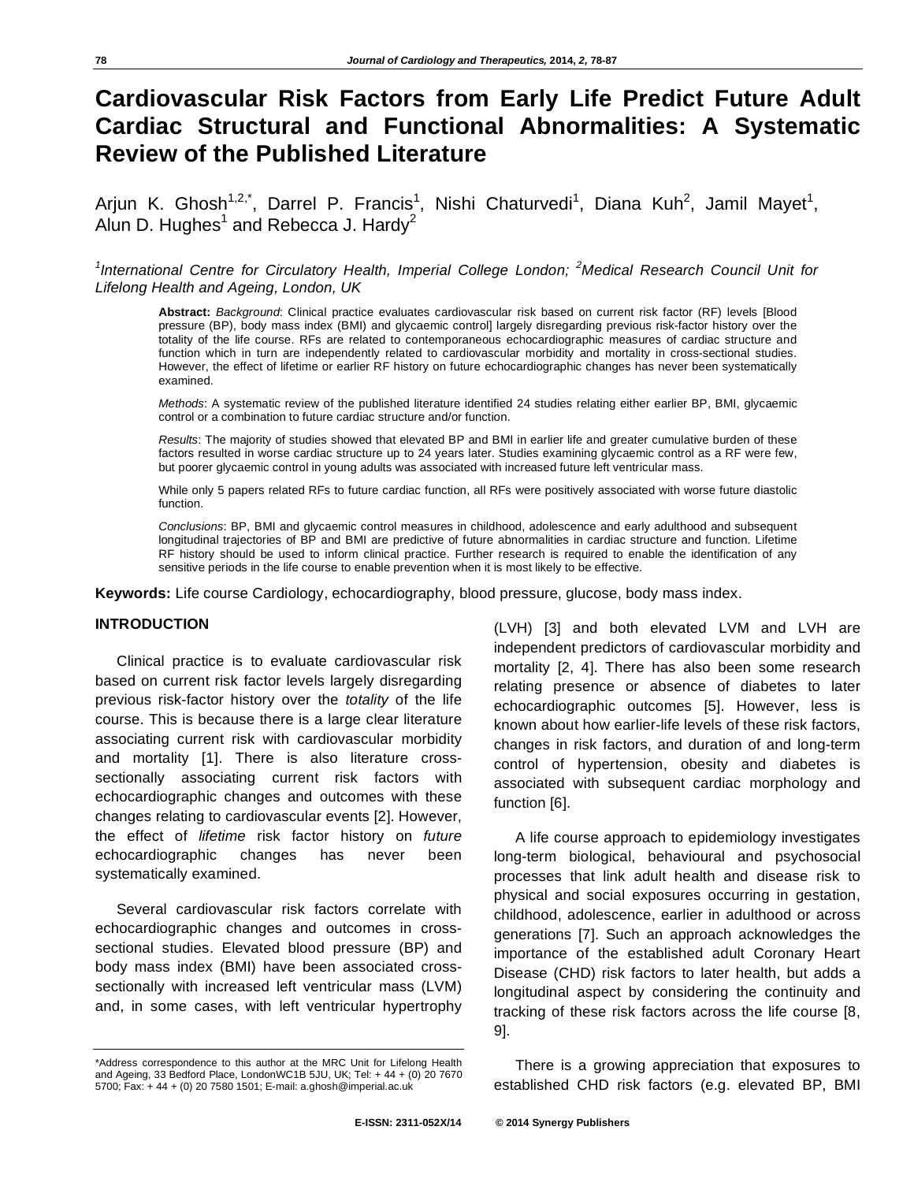# Cardiovascular Risk Factors from Early Life Predict Future Adult Cardiac Structural and Functional Abnormalities: A Systematic Review of the Published Literature

Arjun K. Ghosh[1,2,*], Darrel P. Francis[1], Nishi Chaturvedi[1], Diana Kuh[2], Jamil Mayet[1], Alun D. Hughes[1] and Rebecca J. Hardy[2]

*[1]International Centre for Circulatory Health, Imperial College London; [2]Medical Research Council Unit for Lifelong Health and Ageing, London, UK*

**Abstract:** *Background*: Clinical practice evaluates cardiovascular risk based on current risk factor (RF) levels [Blood pressure (BP), body mass index (BMI) and glycaemic control] largely disregarding previous risk-factor history over the totality of the life course. RFs are related to contemporaneous echocardiographic measures of cardiac structure and function which in turn are independently related to cardiovascular morbidity and mortality in cross-sectional studies. However, the effect of lifetime or earlier RF history on future echocardiographic changes has never been systematically examined.

*Methods*: A systematic review of the published literature identified 24 studies relating either earlier BP, BMI, glycaemic control or a combination to future cardiac structure and/or function.

*Results*: The majority of studies showed that elevated BP and BMI in earlier life and greater cumulative burden of these factors resulted in worse cardiac structure up to 24 years later. Studies examining glycaemic control as a RF were few, but poorer glycaemic control in young adults was associated with increased future left ventricular mass.

While only 5 papers related RFs to future cardiac function, all RFs were positively associated with worse future diastolic function.

*Conclusions*: BP, BMI and glycaemic control measures in childhood, adolescence and early adulthood and subsequent longitudinal trajectories of BP and BMI are predictive of future abnormalities in cardiac structure and function. Lifetime RF history should be used to inform clinical practice. Further research is required to enable the identification of any sensitive periods in the life course to enable prevention when it is most likely to be effective.

**Keywords:** Life course Cardiology, echocardiography, blood pressure, glucose, body mass index.

## INTRODUCTION

Clinical practice is to evaluate cardiovascular risk based on current risk factor levels largely disregarding previous risk-factor history over the *totality* of the life course. This is because there is a large clear literature associating current risk with cardiovascular morbidity and mortality [1]. There is also literature cross-sectionally associating current risk factors with echocardiographic changes and outcomes with these changes relating to cardiovascular events [2]. However, the effect of *lifetime* risk factor history on *future* echocardiographic changes has never been systematically examined.

Several cardiovascular risk factors correlate with echocardiographic changes and outcomes in cross-sectional studies. Elevated blood pressure (BP) and body mass index (BMI) have been associated cross-sectionally with increased left ventricular mass (LVM) and, in some cases, with left ventricular hypertrophy (LVH) [3] and both elevated LVM and LVH are independent predictors of cardiovascular morbidity and mortality [2, 4]. There has also been some research relating presence or absence of diabetes to later echocardiographic outcomes [5]. However, less is known about how earlier-life levels of these risk factors, changes in risk factors, and duration of and long-term control of hypertension, obesity and diabetes is associated with subsequent cardiac morphology and function [6].

A life course approach to epidemiology investigates long-term biological, behavioural and psychosocial processes that link adult health and disease risk to physical and social exposures occurring in gestation, childhood, adolescence, earlier in adulthood or across generations [7]. Such an approach acknowledges the importance of the established adult Coronary Heart Disease (CHD) risk factors to later health, but adds a longitudinal aspect by considering the continuity and tracking of these risk factors across the life course [8, 9].

There is a growing appreciation that exposures to established CHD risk factors (e.g. elevated BP, BMI

*Address correspondence to this author at the MRC Unit for Lifelong Health and Ageing, 33 Bedford Place, LondonWC1B 5JU, UK; Tel: + 44 + (0) 20 7670 5700; Fax: + 44 + (0) 20 7580 1501; E-mail: a.ghosh@imperial.ac.uk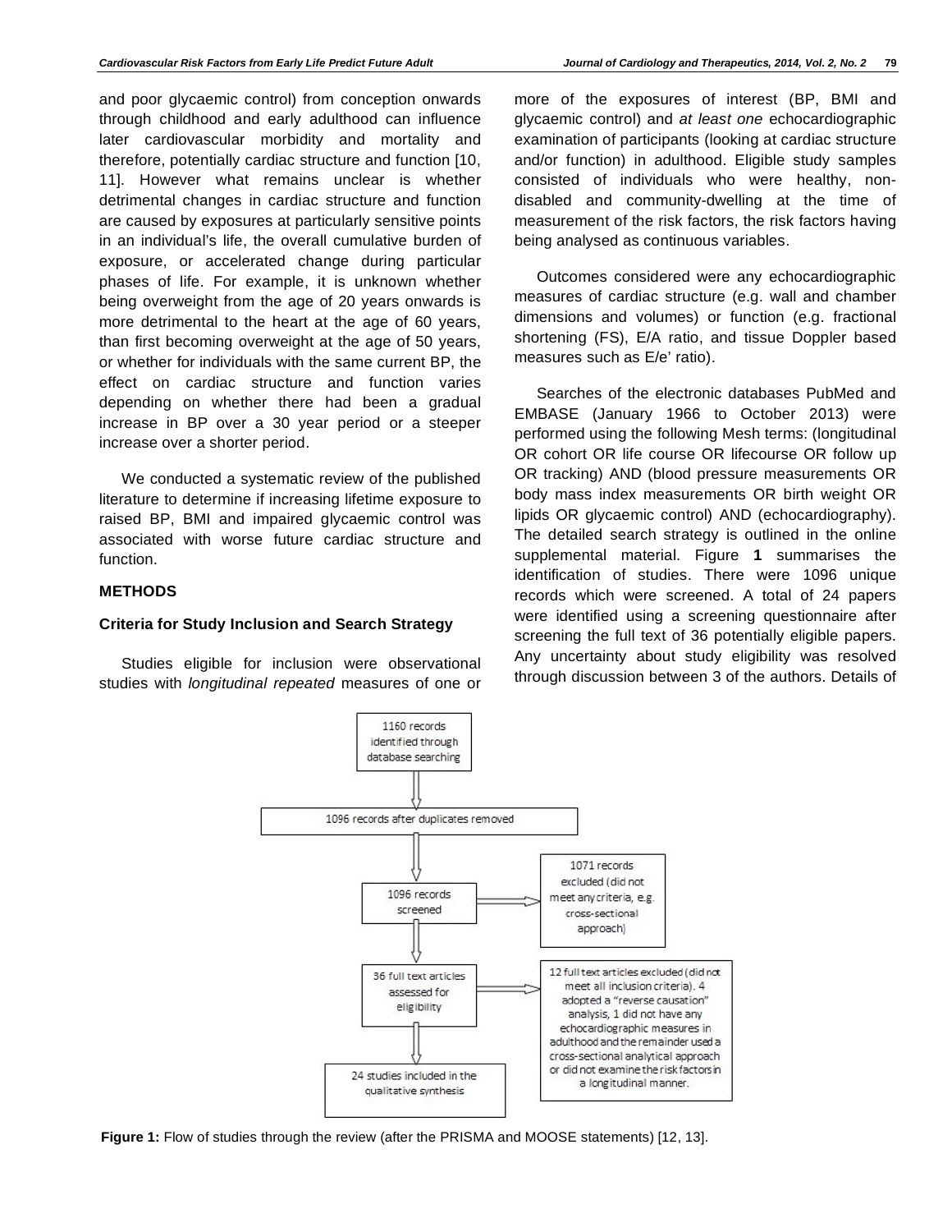and poor glycaemic control) from conception onwards through childhood and early adulthood can influence later cardiovascular morbidity and mortality and therefore, potentially cardiac structure and function [10, 11]. However what remains unclear is whether detrimental changes in cardiac structure and function are caused by exposures at particularly sensitive points in an individual's life, the overall cumulative burden of exposure, or accelerated change during particular phases of life. For example, it is unknown whether being overweight from the age of 20 years onwards is more detrimental to the heart at the age of 60 years, than first becoming overweight at the age of 50 years, or whether for individuals with the same current BP, the effect on cardiac structure and function varies depending on whether there had been a gradual increase in BP over a 30 year period or a steeper increase over a shorter period.

We conducted a systematic review of the published literature to determine if increasing lifetime exposure to raised BP, BMI and impaired glycaemic control was associated with worse future cardiac structure and function.

## METHODS

### Criteria for Study Inclusion and Search Strategy

Studies eligible for inclusion were observational studies with *longitudinal repeated* measures of one or more of the exposures of interest (BP, BMI and glycaemic control) and *at least one* echocardiographic examination of participants (looking at cardiac structure and/or function) in adulthood. Eligible study samples consisted of individuals who were healthy, non-disabled and community-dwelling at the time of measurement of the risk factors, the risk factors having being analysed as continuous variables.

Outcomes considered were any echocardiographic measures of cardiac structure (e.g. wall and chamber dimensions and volumes) or function (e.g. fractional shortening (FS), E/A ratio, and tissue Doppler based measures such as E/e' ratio).

Searches of the electronic databases PubMed and EMBASE (January 1966 to October 2013) were performed using the following Mesh terms: (longitudinal OR cohort OR life course OR lifecourse OR follow up OR tracking) AND (blood pressure measurements OR body mass index measurements OR birth weight OR lipids OR glycaemic control) AND (echocardiography). The detailed search strategy is outlined in the online supplemental material. Figure **1** summarises the identification of studies. There were 1096 unique records which were screened. A total of 24 papers were identified using a screening questionnaire after screening the full text of 36 potentially eligible papers. Any uncertainty about study eligibility was resolved through discussion between 3 of the authors. Details of

1160 records identified through database searching

1096 records after duplicates removed

1096 records screened

1071 records excluded (did not meet any criteria, e.g. cross-sectional approach)

36 full text articles assessed for eligibility

12 full text articles excluded (did not meet all inclusion criteria). 4 adopted a "reverse causation" analysis, 1 did not have any echocardiographic measures in adulthood and the remainder used a cross-sectional analytical approach or did not examine the risk factors in a longitudinal manner.

24 studies included in the qualitative synthesis

**Figure 1:** Flow of studies through the review (after the PRISMA and MOOSE statements) [12, 13].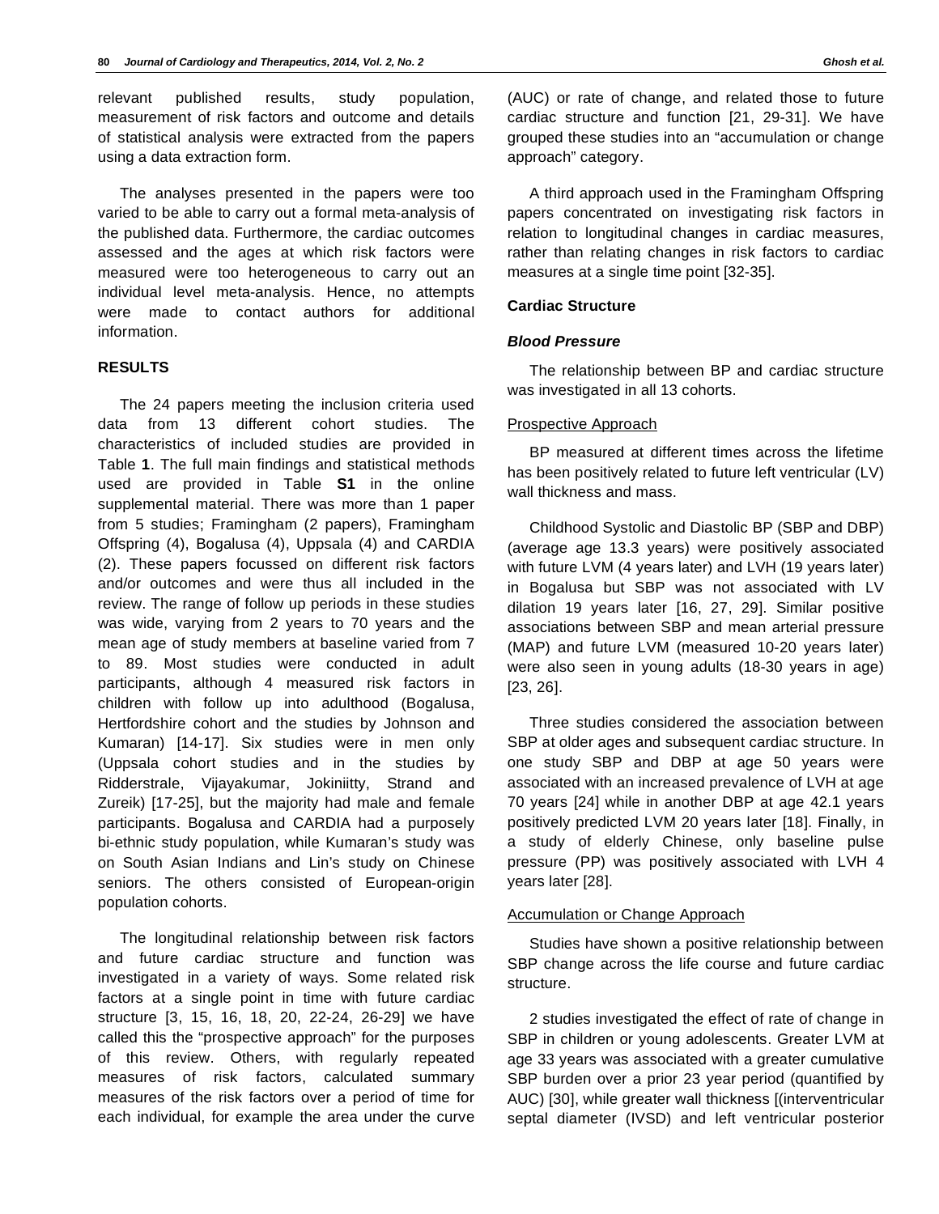relevant published results, study population, measurement of risk factors and outcome and details of statistical analysis were extracted from the papers using a data extraction form.

The analyses presented in the papers were too varied to be able to carry out a formal meta-analysis of the published data. Furthermore, the cardiac outcomes assessed and the ages at which risk factors were measured were too heterogeneous to carry out an individual level meta-analysis. Hence, no attempts were made to contact authors for additional information.

## RESULTS

The 24 papers meeting the inclusion criteria used data from 13 different cohort studies. The characteristics of included studies are provided in Table **1**. The full main findings and statistical methods used are provided in Table **S1** in the online supplemental material. There was more than 1 paper from 5 studies; Framingham (2 papers), Framingham Offspring (4), Bogalusa (4), Uppsala (4) and CARDIA (2). These papers focussed on different risk factors and/or outcomes and were thus all included in the review. The range of follow up periods in these studies was wide, varying from 2 years to 70 years and the mean age of study members at baseline varied from 7 to 89. Most studies were conducted in adult participants, although 4 measured risk factors in children with follow up into adulthood (Bogalusa, Hertfordshire cohort and the studies by Johnson and Kumaran) [14-17]. Six studies were in men only (Uppsala cohort studies and in the studies by Ridderstrale, Vijayakumar, Jokiniitty, Strand and Zureik) [17-25], but the majority had male and female participants. Bogalusa and CARDIA had a purposely bi-ethnic study population, while Kumaran's study was on South Asian Indians and Lin's study on Chinese seniors. The others consisted of European-origin population cohorts.

The longitudinal relationship between risk factors and future cardiac structure and function was investigated in a variety of ways. Some related risk factors at a single point in time with future cardiac structure [3, 15, 16, 18, 20, 22-24, 26-29] we have called this the "prospective approach" for the purposes of this review. Others, with regularly repeated measures of risk factors, calculated summary measures of the risk factors over a period of time for each individual, for example the area under the curve (AUC) or rate of change, and related those to future cardiac structure and function [21, 29-31]. We have grouped these studies into an "accumulation or change approach" category.

A third approach used in the Framingham Offspring papers concentrated on investigating risk factors in relation to longitudinal changes in cardiac measures, rather than relating changes in risk factors to cardiac measures at a single time point [32-35].

### Cardiac Structure

#### *Blood Pressure*

The relationship between BP and cardiac structure was investigated in all 13 cohorts.

<u>Prospective Approach</u>

BP measured at different times across the lifetime has been positively related to future left ventricular (LV) wall thickness and mass.

Childhood Systolic and Diastolic BP (SBP and DBP) (average age 13.3 years) were positively associated with future LVM (4 years later) and LVH (19 years later) in Bogalusa but SBP was not associated with LV dilation 19 years later [16, 27, 29]. Similar positive associations between SBP and mean arterial pressure (MAP) and future LVM (measured 10-20 years later) were also seen in young adults (18-30 years in age) [23, 26].

Three studies considered the association between SBP at older ages and subsequent cardiac structure. In one study SBP and DBP at age 50 years were associated with an increased prevalence of LVH at age 70 years [24] while in another DBP at age 42.1 years positively predicted LVM 20 years later [18]. Finally, in a study of elderly Chinese, only baseline pulse pressure (PP) was positively associated with LVH 4 years later [28].

<u>Accumulation or Change Approach</u>

Studies have shown a positive relationship between SBP change across the life course and future cardiac structure.

2 studies investigated the effect of rate of change in SBP in children or young adolescents. Greater LVM at age 33 years was associated with a greater cumulative SBP burden over a prior 23 year period (quantified by AUC) [30], while greater wall thickness [(interventricular septal diameter (IVSD) and left ventricular posterior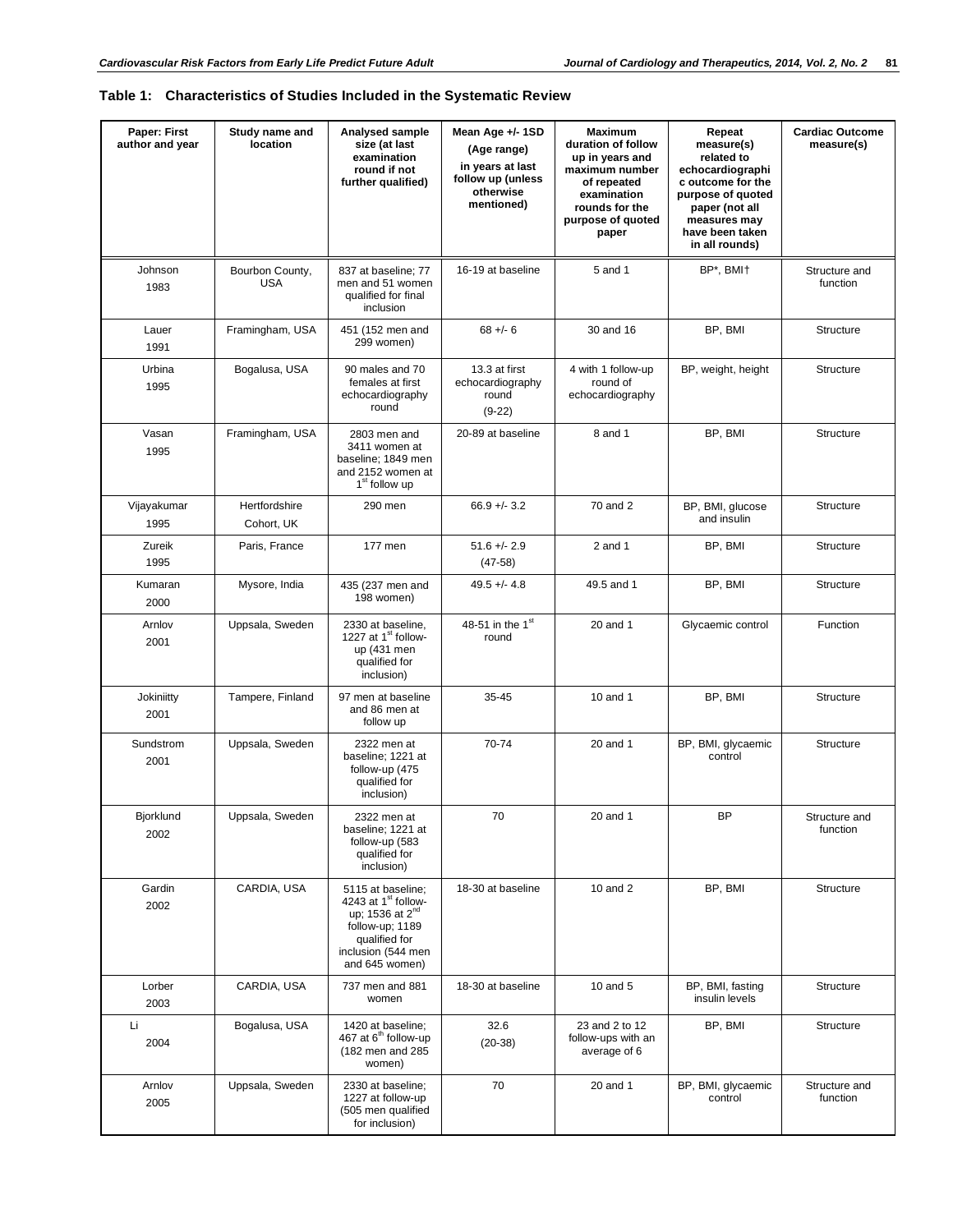**Table 1: Characteristics of Studies Included in the Systematic Review**

| Paper: First author and year | Study name and location | Analysed sample size (at last examination round if not further qualified) | Mean Age +/- 1SD (Age range) in years at last follow up (unless otherwise mentioned) | Maximum duration of follow up in years and maximum number of repeated examination rounds for the purpose of quoted paper | Repeat measure(s) related to echocardiographic outcome for the purpose of quoted paper (not all measures may have been taken in all rounds) | Cardiac Outcome measure(s) |
|---|---|---|---|---|---|---|
| Johnson 1983 | Bourbon County, USA | 837 at baseline; 77 men and 51 women qualified for final inclusion | 16-19 at baseline | 5 and 1 | BP*, BMI† | Structure and function |
| Lauer 1991 | Framingham, USA | 451 (152 men and 299 women) | 68 +/- 6 | 30 and 16 | BP, BMI | Structure |
| Urbina 1995 | Bogalusa, USA | 90 males and 70 females at first echocardiography round | 13.3 at first echocardiography round (9-22) | 4 with 1 follow-up round of echocardiography | BP, weight, height | Structure |
| Vasan 1995 | Framingham, USA | 2803 men and 3411 women at baseline; 1849 men and 2152 women at 1st follow up | 20-89 at baseline | 8 and 1 | BP, BMI | Structure |
| Vijayakumar 1995 | Hertfordshire Cohort, UK | 290 men | 66.9 +/- 3.2 | 70 and 2 | BP, BMI, glucose and insulin | Structure |
| Zureik 1995 | Paris, France | 177 men | 51.6 +/- 2.9 (47-58) | 2 and 1 | BP, BMI | Structure |
| Kumaran 2000 | Mysore, India | 435 (237 men and 198 women) | 49.5 +/- 4.8 | 49.5 and 1 | BP, BMI | Structure |
| Arnlov 2001 | Uppsala, Sweden | 2330 at baseline, 1227 at 1st follow-up (431 men qualified for inclusion) | 48-51 in the 1st round | 20 and 1 | Glycaemic control | Function |
| Jokiniitty 2001 | Tampere, Finland | 97 men at baseline and 86 men at follow up | 35-45 | 10 and 1 | BP, BMI | Structure |
| Sundstrom 2001 | Uppsala, Sweden | 2322 men at baseline; 1221 at follow-up (475 qualified for inclusion) | 70-74 | 20 and 1 | BP, BMI, glycaemic control | Structure |
| Bjorklund 2002 | Uppsala, Sweden | 2322 men at baseline; 1221 at follow-up (583 qualified for inclusion) | 70 | 20 and 1 | BP | Structure and function |
| Gardin 2002 | CARDIA, USA | 5115 at baseline; 4243 at 1st follow-up; 1536 at 2nd follow-up; 1189 qualified for inclusion (544 men and 645 women) | 18-30 at baseline | 10 and 2 | BP, BMI | Structure |
| Lorber 2003 | CARDIA, USA | 737 men and 881 women | 18-30 at baseline | 10 and 5 | BP, BMI, fasting insulin levels | Structure |
| Li 2004 | Bogalusa, USA | 1420 at baseline; 467 at 6th follow-up (182 men and 285 women) | 32.6 (20-38) | 23 and 2 to 12 follow-ups with an average of 6 | BP, BMI | Structure |
| Arnlov 2005 | Uppsala, Sweden | 2330 at baseline; 1227 at follow-up (505 men qualified for inclusion) | 70 | 20 and 1 | BP, BMI, glycaemic control | Structure and function |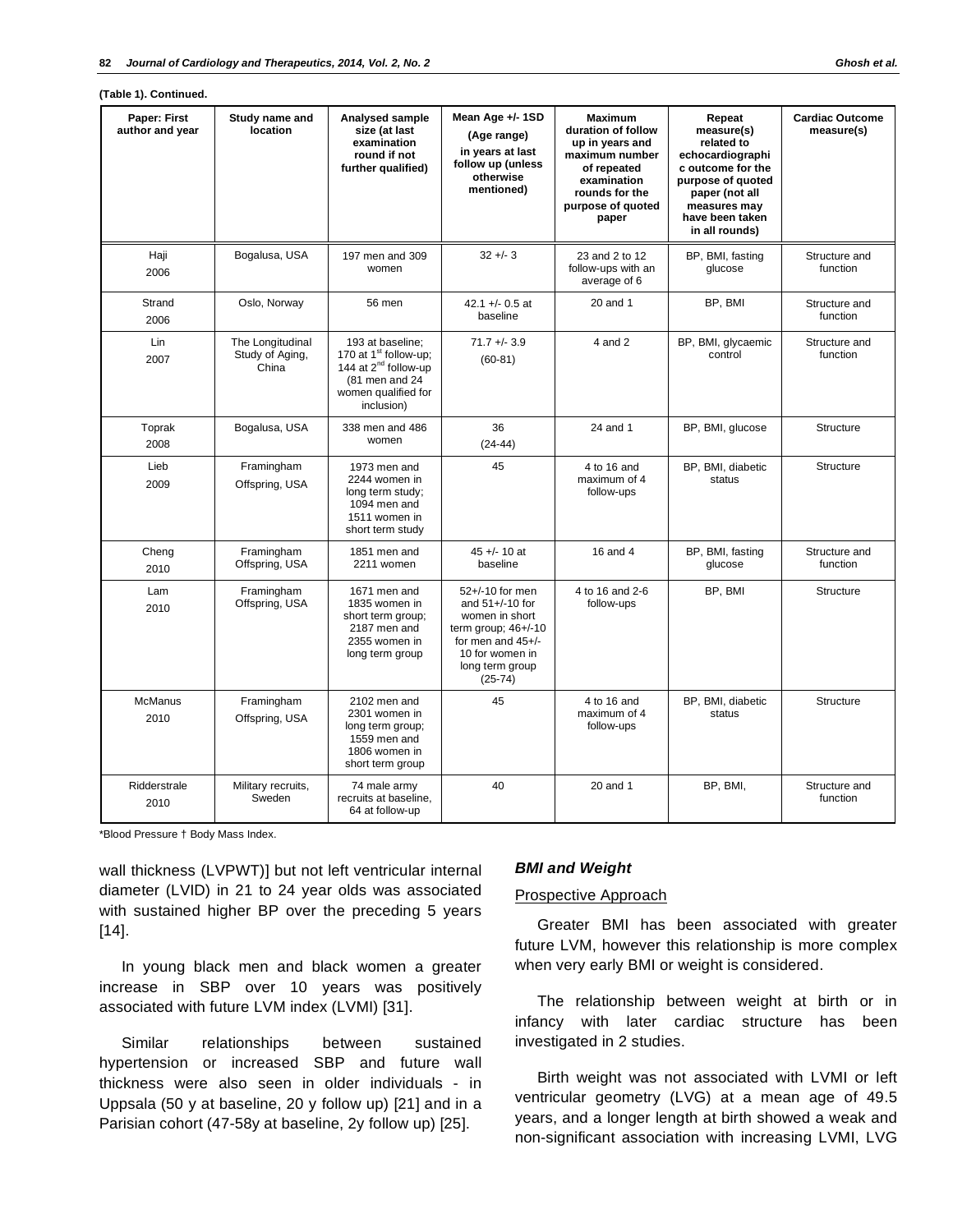**(Table 1). Continued.**

| Paper: First author and year | Study name and location | Analysed sample size (at last examination round if not further qualified) | Mean Age +/- 1SD (Age range) in years at last follow up (unless otherwise mentioned) | Maximum duration of follow up in years and maximum number of repeated examination rounds for the purpose of quoted paper | Repeat measure(s) related to echocardiographic outcome for the purpose of quoted paper (not all measures may have been taken in all rounds) | Cardiac Outcome measure(s) |
|---|---|---|---|---|---|---|
| Haji 2006 | Bogalusa, USA | 197 men and 309 women | 32 +/- 3 | 23 and 2 to 12 follow-ups with an average of 6 | BP, BMI, fasting glucose | Structure and function |
| Strand 2006 | Oslo, Norway | 56 men | 42.1 +/- 0.5 at baseline | 20 and 1 | BP, BMI | Structure and function |
| Lin 2007 | The Longitudinal Study of Aging, China | 193 at baseline; 170 at 1st follow-up; 144 at 2nd follow-up (81 men and 24 women qualified for inclusion) | 71.7 +/- 3.9 (60-81) | 4 and 2 | BP, BMI, glycaemic control | Structure and function |
| Toprak 2008 | Bogalusa, USA | 338 men and 486 women | 36 (24-44) | 24 and 1 | BP, BMI, glucose | Structure |
| Lieb 2009 | Framingham Offspring, USA | 1973 men and 2244 women in long term study; 1094 men and 1511 women in short term study | 45 | 4 to 16 and maximum of 4 follow-ups | BP, BMI, diabetic status | Structure |
| Cheng 2010 | Framingham Offspring, USA | 1851 men and 2211 women | 45 +/- 10 at baseline | 16 and 4 | BP, BMI, fasting glucose | Structure and function |
| Lam 2010 | Framingham Offspring, USA | 1671 men and 1835 women in short term group; 2187 men and 2355 women in long term group | 52+/-10 for men and 51+/-10 for women in short term group; 46+/-10 for men and 45+/-10 for women in long term group (25-74) | 4 to 16 and 2-6 follow-ups | BP, BMI | Structure |
| McManus 2010 | Framingham Offspring, USA | 2102 men and 2301 women in long term group; 1559 men and 1806 women in short term group | 45 | 4 to 16 and maximum of 4 follow-ups | BP, BMI, diabetic status | Structure |
| Ridderstrale 2010 | Military recruits, Sweden | 74 male army recruits at baseline, 64 at follow-up | 40 | 20 and 1 | BP, BMI, | Structure and function |

*Blood Pressure † Body Mass Index.

wall thickness (LVPWT)] but not left ventricular internal diameter (LVID) in 21 to 24 year olds was associated with sustained higher BP over the preceding 5 years [14].

In young black men and black women a greater increase in SBP over 10 years was positively associated with future LVM index (LVMI) [31].

Similar relationships between sustained hypertension or increased SBP and future wall thickness were also seen in older individuals - in Uppsala (50 y at baseline, 20 y follow up) [21] and in a Parisian cohort (47-58y at baseline, 2y follow up) [25].

### *BMI and Weight*

#### Prospective Approach

Greater BMI has been associated with greater future LVM, however this relationship is more complex when very early BMI or weight is considered.

The relationship between weight at birth or in infancy with later cardiac structure has been investigated in 2 studies.

Birth weight was not associated with LVMI or left ventricular geometry (LVG) at a mean age of 49.5 years, and a longer length at birth showed a weak and non-significant association with increasing LVMI, LVG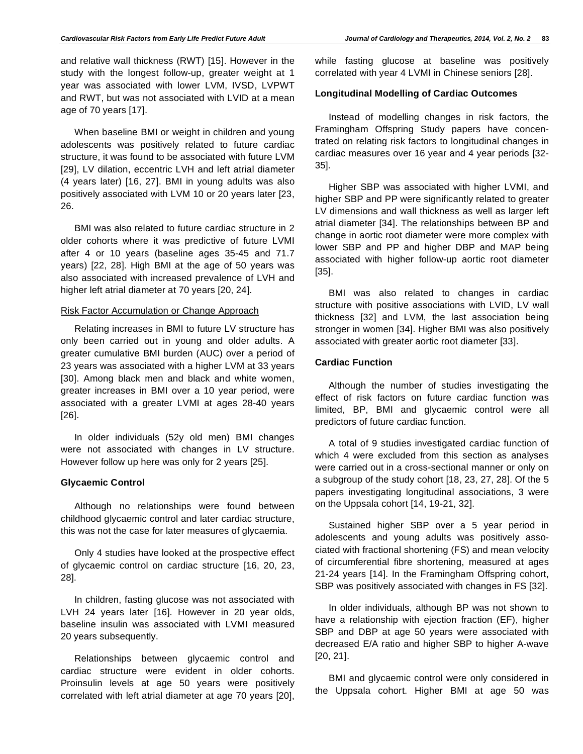and relative wall thickness (RWT) [15]. However in the study with the longest follow-up, greater weight at 1 year was associated with lower LVM, IVSD, LVPWT and RWT, but was not associated with LVID at a mean age of 70 years [17].

When baseline BMI or weight in children and young adolescents was positively related to future cardiac structure, it was found to be associated with future LVM [29], LV dilation, eccentric LVH and left atrial diameter (4 years later) [16, 27]. BMI in young adults was also positively associated with LVM 10 or 20 years later [23, 26.

BMI was also related to future cardiac structure in 2 older cohorts where it was predictive of future LVMI after 4 or 10 years (baseline ages 35-45 and 71.7 years) [22, 28]. High BMI at the age of 50 years was also associated with increased prevalence of LVH and higher left atrial diameter at 70 years [20, 24].

Risk Factor Accumulation or Change Approach

Relating increases in BMI to future LV structure has only been carried out in young and older adults. A greater cumulative BMI burden (AUC) over a period of 23 years was associated with a higher LVM at 33 years [30]. Among black men and black and white women, greater increases in BMI over a 10 year period, were associated with a greater LVMI at ages 28-40 years [26].

In older individuals (52y old men) BMI changes were not associated with changes in LV structure. However follow up here was only for 2 years [25].

**Glycaemic Control**

Although no relationships were found between childhood glycaemic control and later cardiac structure, this was not the case for later measures of glycaemia.

Only 4 studies have looked at the prospective effect of glycaemic control on cardiac structure [16, 20, 23, 28].

In children, fasting glucose was not associated with LVH 24 years later [16]. However in 20 year olds, baseline insulin was associated with LVMI measured 20 years subsequently.

Relationships between glycaemic control and cardiac structure were evident in older cohorts. Proinsulin levels at age 50 years were positively correlated with left atrial diameter at age 70 years [20], while fasting glucose at baseline was positively correlated with year 4 LVMI in Chinese seniors [28].

**Longitudinal Modelling of Cardiac Outcomes**

Instead of modelling changes in risk factors, the Framingham Offspring Study papers have concentrated on relating risk factors to longitudinal changes in cardiac measures over 16 year and 4 year periods [32-35].

Higher SBP was associated with higher LVMI, and higher SBP and PP were significantly related to greater LV dimensions and wall thickness as well as larger left atrial diameter [34]. The relationships between BP and change in aortic root diameter were more complex with lower SBP and PP and higher DBP and MAP being associated with higher follow-up aortic root diameter [35].

BMI was also related to changes in cardiac structure with positive associations with LVID, LV wall thickness [32] and LVM, the last association being stronger in women [34]. Higher BMI was also positively associated with greater aortic root diameter [33].

**Cardiac Function**

Although the number of studies investigating the effect of risk factors on future cardiac function was limited, BP, BMI and glycaemic control were all predictors of future cardiac function.

A total of 9 studies investigated cardiac function of which 4 were excluded from this section as analyses were carried out in a cross-sectional manner or only on a subgroup of the study cohort [18, 23, 27, 28]. Of the 5 papers investigating longitudinal associations, 3 were on the Uppsala cohort [14, 19-21, 32].

Sustained higher SBP over a 5 year period in adolescents and young adults was positively associated with fractional shortening (FS) and mean velocity of circumferential fibre shortening, measured at ages 21-24 years [14]. In the Framingham Offspring cohort, SBP was positively associated with changes in FS [32].

In older individuals, although BP was not shown to have a relationship with ejection fraction (EF), higher SBP and DBP at age 50 years were associated with decreased E/A ratio and higher SBP to higher A-wave [20, 21].

BMI and glycaemic control were only considered in the Uppsala cohort. Higher BMI at age 50 was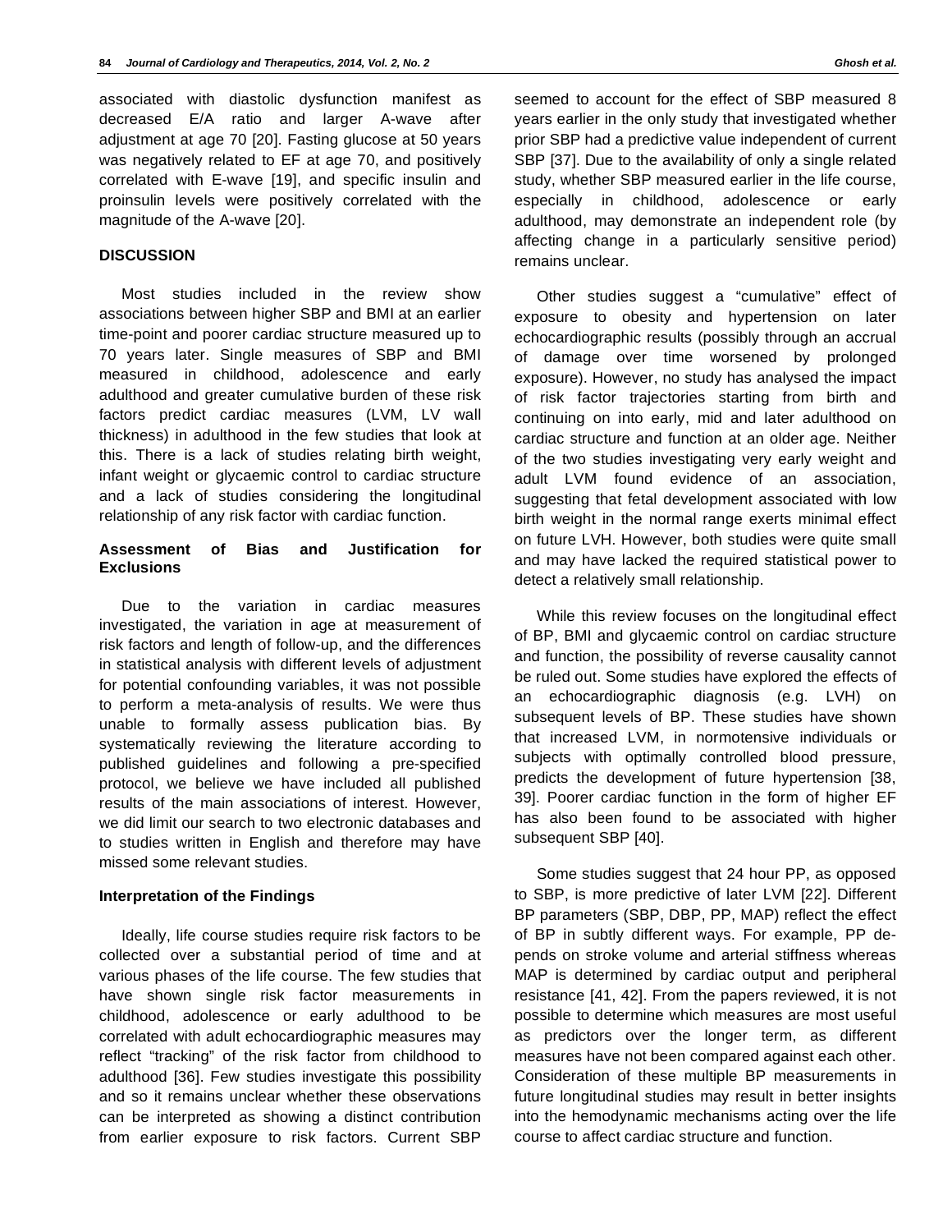associated with diastolic dysfunction manifest as decreased E/A ratio and larger A-wave after adjustment at age 70 [20]. Fasting glucose at 50 years was negatively related to EF at age 70, and positively correlated with E-wave [19], and specific insulin and proinsulin levels were positively correlated with the magnitude of the A-wave [20].

## DISCUSSION

Most studies included in the review show associations between higher SBP and BMI at an earlier time-point and poorer cardiac structure measured up to 70 years later. Single measures of SBP and BMI measured in childhood, adolescence and early adulthood and greater cumulative burden of these risk factors predict cardiac measures (LVM, LV wall thickness) in adulthood in the few studies that look at this. There is a lack of studies relating birth weight, infant weight or glycaemic control to cardiac structure and a lack of studies considering the longitudinal relationship of any risk factor with cardiac function.

### Assessment of Bias and Justification for Exclusions

Due to the variation in cardiac measures investigated, the variation in age at measurement of risk factors and length of follow-up, and the differences in statistical analysis with different levels of adjustment for potential confounding variables, it was not possible to perform a meta-analysis of results. We were thus unable to formally assess publication bias. By systematically reviewing the literature according to published guidelines and following a pre-specified protocol, we believe we have included all published results of the main associations of interest. However, we did limit our search to two electronic databases and to studies written in English and therefore may have missed some relevant studies.

### Interpretation of the Findings

Ideally, life course studies require risk factors to be collected over a substantial period of time and at various phases of the life course. The few studies that have shown single risk factor measurements in childhood, adolescence or early adulthood to be correlated with adult echocardiographic measures may reflect "tracking" of the risk factor from childhood to adulthood [36]. Few studies investigate this possibility and so it remains unclear whether these observations can be interpreted as showing a distinct contribution from earlier exposure to risk factors. Current SBP seemed to account for the effect of SBP measured 8 years earlier in the only study that investigated whether prior SBP had a predictive value independent of current SBP [37]. Due to the availability of only a single related study, whether SBP measured earlier in the life course, especially in childhood, adolescence or early adulthood, may demonstrate an independent role (by affecting change in a particularly sensitive period) remains unclear.

Other studies suggest a "cumulative" effect of exposure to obesity and hypertension on later echocardiographic results (possibly through an accrual of damage over time worsened by prolonged exposure). However, no study has analysed the impact of risk factor trajectories starting from birth and continuing on into early, mid and later adulthood on cardiac structure and function at an older age. Neither of the two studies investigating very early weight and adult LVM found evidence of an association, suggesting that fetal development associated with low birth weight in the normal range exerts minimal effect on future LVH. However, both studies were quite small and may have lacked the required statistical power to detect a relatively small relationship.

While this review focuses on the longitudinal effect of BP, BMI and glycaemic control on cardiac structure and function, the possibility of reverse causality cannot be ruled out. Some studies have explored the effects of an echocardiographic diagnosis (e.g. LVH) on subsequent levels of BP. These studies have shown that increased LVM, in normotensive individuals or subjects with optimally controlled blood pressure, predicts the development of future hypertension [38, 39]. Poorer cardiac function in the form of higher EF has also been found to be associated with higher subsequent SBP [40].

Some studies suggest that 24 hour PP, as opposed to SBP, is more predictive of later LVM [22]. Different BP parameters (SBP, DBP, PP, MAP) reflect the effect of BP in subtly different ways. For example, PP depends on stroke volume and arterial stiffness whereas MAP is determined by cardiac output and peripheral resistance [41, 42]. From the papers reviewed, it is not possible to determine which measures are most useful as predictors over the longer term, as different measures have not been compared against each other. Consideration of these multiple BP measurements in future longitudinal studies may result in better insights into the hemodynamic mechanisms acting over the life course to affect cardiac structure and function.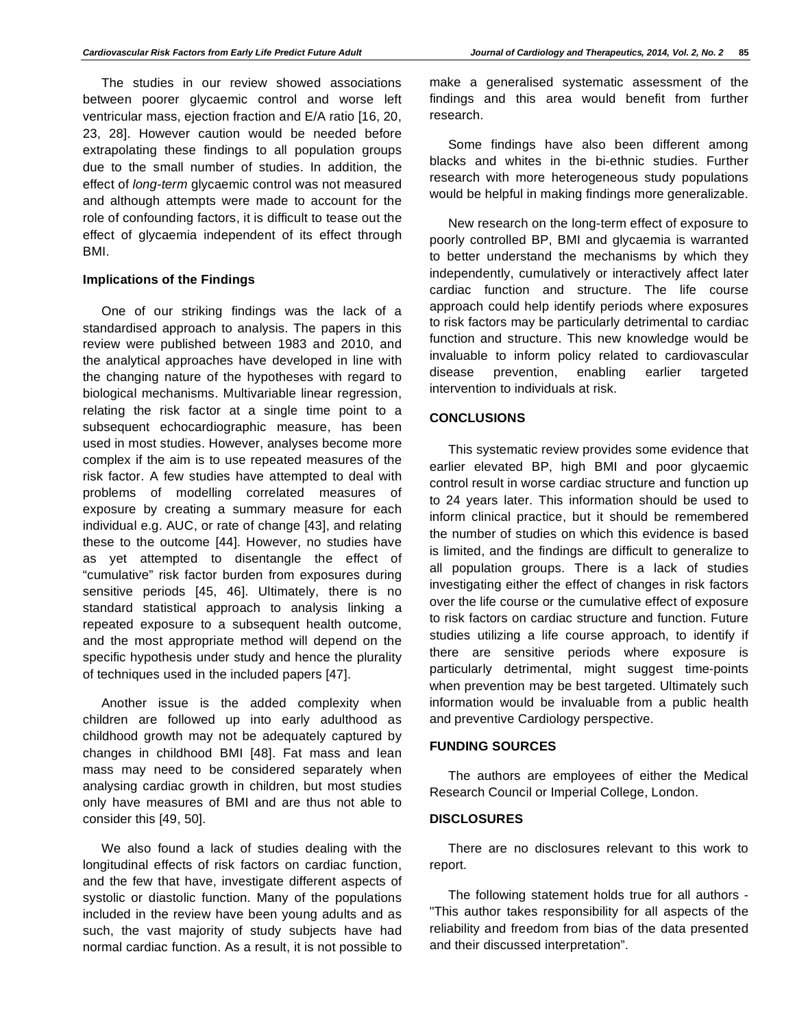The studies in our review showed associations between poorer glycaemic control and worse left ventricular mass, ejection fraction and E/A ratio [16, 20, 23, 28]. However caution would be needed before extrapolating these findings to all population groups due to the small number of studies. In addition, the effect of *long-term* glycaemic control was not measured and although attempts were made to account for the role of confounding factors, it is difficult to tease out the effect of glycaemia independent of its effect through BMI.

### Implications of the Findings

One of our striking findings was the lack of a standardised approach to analysis. The papers in this review were published between 1983 and 2010, and the analytical approaches have developed in line with the changing nature of the hypotheses with regard to biological mechanisms. Multivariable linear regression, relating the risk factor at a single time point to a subsequent echocardiographic measure, has been used in most studies. However, analyses become more complex if the aim is to use repeated measures of the risk factor. A few studies have attempted to deal with problems of modelling correlated measures of exposure by creating a summary measure for each individual e.g. AUC, or rate of change [43], and relating these to the outcome [44]. However, no studies have as yet attempted to disentangle the effect of "cumulative" risk factor burden from exposures during sensitive periods [45, 46]. Ultimately, there is no standard statistical approach to analysis linking a repeated exposure to a subsequent health outcome, and the most appropriate method will depend on the specific hypothesis under study and hence the plurality of techniques used in the included papers [47].

Another issue is the added complexity when children are followed up into early adulthood as childhood growth may not be adequately captured by changes in childhood BMI [48]. Fat mass and lean mass may need to be considered separately when analysing cardiac growth in children, but most studies only have measures of BMI and are thus not able to consider this [49, 50].

We also found a lack of studies dealing with the longitudinal effects of risk factors on cardiac function, and the few that have, investigate different aspects of systolic or diastolic function. Many of the populations included in the review have been young adults and as such, the vast majority of study subjects have had normal cardiac function. As a result, it is not possible to make a generalised systematic assessment of the findings and this area would benefit from further research.

Some findings have also been different among blacks and whites in the bi-ethnic studies. Further research with more heterogeneous study populations would be helpful in making findings more generalizable.

New research on the long-term effect of exposure to poorly controlled BP, BMI and glycaemia is warranted to better understand the mechanisms by which they independently, cumulatively or interactively affect later cardiac function and structure. The life course approach could help identify periods where exposures to risk factors may be particularly detrimental to cardiac function and structure. This new knowledge would be invaluable to inform policy related to cardiovascular disease prevention, enabling earlier targeted intervention to individuals at risk.

## CONCLUSIONS

This systematic review provides some evidence that earlier elevated BP, high BMI and poor glycaemic control result in worse cardiac structure and function up to 24 years later. This information should be used to inform clinical practice, but it should be remembered the number of studies on which this evidence is based is limited, and the findings are difficult to generalize to all population groups. There is a lack of studies investigating either the effect of changes in risk factors over the life course or the cumulative effect of exposure to risk factors on cardiac structure and function. Future studies utilizing a life course approach, to identify if there are sensitive periods where exposure is particularly detrimental, might suggest time-points when prevention may be best targeted. Ultimately such information would be invaluable from a public health and preventive Cardiology perspective.

## FUNDING SOURCES

The authors are employees of either the Medical Research Council or Imperial College, London.

## DISCLOSURES

There are no disclosures relevant to this work to report.

The following statement holds true for all authors - "This author takes responsibility for all aspects of the reliability and freedom from bias of the data presented and their discussed interpretation".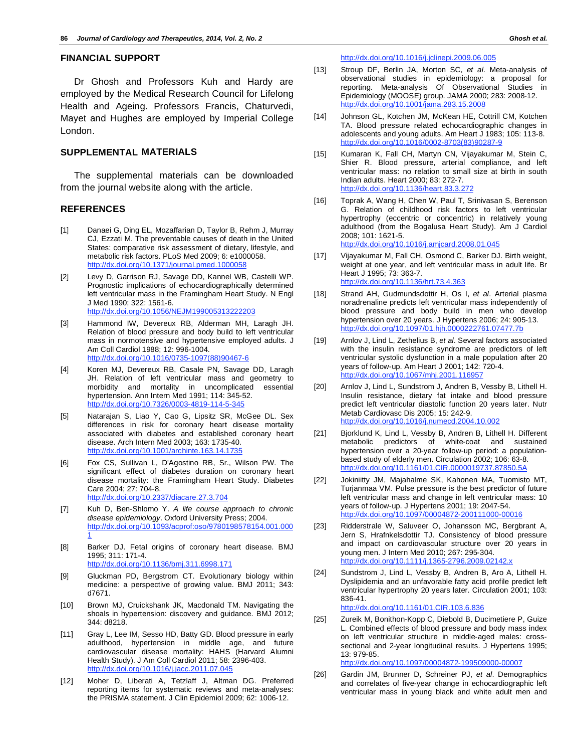## FINANCIAL SUPPORT

Dr Ghosh and Professors Kuh and Hardy are employed by the Medical Research Council for Lifelong Health and Ageing. Professors Francis, Chaturvedi, Mayet and Hughes are employed by Imperial College London.

## SUPPLEMENTAL MATERIALS

The supplemental materials can be downloaded from the journal website along with the article.

## REFERENCES

[1] Danaei G, Ding EL, Mozaffarian D, Taylor B, Rehm J, Murray CJ, Ezzati M. The preventable causes of death in the United States: comparative risk assessment of dietary, lifestyle, and metabolic risk factors. PLoS Med 2009; 6: e1000058. http://dx.doi.org/10.1371/journal.pmed.1000058

[2] Levy D, Garrison RJ, Savage DD, Kannel WB, Castelli WP. Prognostic implications of echocardiographically determined left ventricular mass in the Framingham Heart Study. N Engl J Med 1990; 322: 1561-6. http://dx.doi.org/10.1056/NEJM199005313222203

[3] Hammond IW, Devereux RB, Alderman MH, Laragh JH. Relation of blood pressure and body build to left ventricular mass in normotensive and hypertensive employed adults. J Am Coll Cardiol 1988; 12: 996-1004. http://dx.doi.org/10.1016/0735-1097(88)90467-6

[4] Koren MJ, Devereux RB, Casale PN, Savage DD, Laragh JH. Relation of left ventricular mass and geometry to morbidity and mortality in uncomplicated essential hypertension. Ann Intern Med 1991; 114: 345-52. http://dx.doi.org/10.7326/0003-4819-114-5-345

[5] Natarajan S, Liao Y, Cao G, Lipsitz SR, McGee DL. Sex differences in risk for coronary heart disease mortality associated with diabetes and established coronary heart disease. Arch Intern Med 2003; 163: 1735-40. http://dx.doi.org/10.1001/archinte.163.14.1735

[6] Fox CS, Sullivan L, D'Agostino RB, Sr., Wilson PW. The significant effect of diabetes duration on coronary heart disease mortality: the Framingham Heart Study. Diabetes Care 2004; 27: 704-8. http://dx.doi.org/10.2337/diacare.27.3.704

[7] Kuh D, Ben-Shlomo Y. *A life course approach to chronic disease epidemiology*. Oxford University Press; 2004. http://dx.doi.org/10.1093/acprof:oso/9780198578154.001.0001

[8] Barker DJ. Fetal origins of coronary heart disease. BMJ 1995; 311: 171-4. http://dx.doi.org/10.1136/bmj.311.6998.171

[9] Gluckman PD, Bergstrom CT. Evolutionary biology within medicine: a perspective of growing value. BMJ 2011; 343: d7671.

[10] Brown MJ, Cruickshank JK, Macdonald TM. Navigating the shoals in hypertension: discovery and guidance. BMJ 2012; 344: d8218.

[11] Gray L, Lee IM, Sesso HD, Batty GD. Blood pressure in early adulthood, hypertension in middle age, and future cardiovascular disease mortality: HAHS (Harvard Alumni Health Study). J Am Coll Cardiol 2011; 58: 2396-403. http://dx.doi.org/10.1016/j.jacc.2011.07.045

[12] Moher D, Liberati A, Tetzlaff J, Altman DG. Preferred reporting items for systematic reviews and meta-analyses: the PRISMA statement. J Clin Epidemiol 2009; 62: 1006-12. http://dx.doi.org/10.1016/j.jclinepi.2009.06.005

[13] Stroup DF, Berlin JA, Morton SC, *et al*. Meta-analysis of observational studies in epidemiology: a proposal for reporting. Meta-analysis Of Observational Studies in Epidemiology (MOOSE) group. JAMA 2000; 283: 2008-12. http://dx.doi.org/10.1001/jama.283.15.2008

[14] Johnson GL, Kotchen JM, McKean HE, Cottrill CM, Kotchen TA. Blood pressure related echocardiographic changes in adolescents and young adults. Am Heart J 1983; 105: 113-8. http://dx.doi.org/10.1016/0002-8703(83)90287-9

[15] Kumaran K, Fall CH, Martyn CN, Vijayakumar M, Stein C, Shier R. Blood pressure, arterial compliance, and left ventricular mass: no relation to small size at birth in south Indian adults. Heart 2000; 83: 272-7. http://dx.doi.org/10.1136/heart.83.3.272

[16] Toprak A, Wang H, Chen W, Paul T, Srinivasan S, Berenson G. Relation of childhood risk factors to left ventricular hypertrophy (eccentric or concentric) in relatively young adulthood (from the Bogalusa Heart Study). Am J Cardiol 2008; 101: 1621-5. http://dx.doi.org/10.1016/j.amjcard.2008.01.045

[17] Vijayakumar M, Fall CH, Osmond C, Barker DJ. Birth weight, weight at one year, and left ventricular mass in adult life. Br Heart J 1995; 73: 363-7. http://dx.doi.org/10.1136/hrt.73.4.363

[18] Strand AH, Gudmundsdottir H, Os I, *et al*. Arterial plasma noradrenaline predicts left ventricular mass independently of blood pressure and body build in men who develop hypertension over 20 years. J Hypertens 2006; 24: 905-13. http://dx.doi.org/10.1097/01.hjh.0000222761.07477.7b

[19] Arnlov J, Lind L, Zethelius B, *et al*. Several factors associated with the insulin resistance syndrome are predictors of left ventricular systolic dysfunction in a male population after 20 years of follow-up. Am Heart J 2001; 142: 720-4. http://dx.doi.org/10.1067/mhj.2001.116957

[20] Arnlov J, Lind L, Sundstrom J, Andren B, Vessby B, Lithell H. Insulin resistance, dietary fat intake and blood pressure predict left ventricular diastolic function 20 years later. Nutr Metab Cardiovasc Dis 2005; 15: 242-9. http://dx.doi.org/10.1016/j.numecd.2004.10.002

[21] Bjorklund K, Lind L, Vessby B, Andren B, Lithell H. Different metabolic predictors of white-coat and sustained hypertension over a 20-year follow-up period: a population-based study of elderly men. Circulation 2002; 106: 63-8. http://dx.doi.org/10.1161/01.CIR.0000019737.87850.5A

[22] Jokiniitty JM, Majahalme SK, Kahonen MA, Tuomisto MT, Turjanmaa VM. Pulse pressure is the best predictor of future left ventricular mass and change in left ventricular mass: 10 years of follow-up. J Hypertens 2001; 19: 2047-54. http://dx.doi.org/10.1097/00004872-200111000-00016

[23] Ridderstrale W, Saluveer O, Johansson MC, Bergbrant A, Jern S, Hrafnkelsdottir TJ. Consistency of blood pressure and impact on cardiovascular structure over 20 years in young men. J Intern Med 2010; 267: 295-304. http://dx.doi.org/10.1111/j.1365-2796.2009.02142.x

[24] Sundstrom J, Lind L, Vessby B, Andren B, Aro A, Lithell H. Dyslipidemia and an unfavorable fatty acid profile predict left ventricular hypertrophy 20 years later. Circulation 2001; 103: 836-41. http://dx.doi.org/10.1161/01.CIR.103.6.836

[25] Zureik M, Bonithon-Kopp C, Diebold B, Ducimetiere P, Guize L. Combined effects of blood pressure and body mass index on left ventricular structure in middle-aged males: cross-sectional and 2-year longitudinal results. J Hypertens 1995; 13: 979-85. http://dx.doi.org/10.1097/00004872-199509000-00007

[26] Gardin JM, Brunner D, Schreiner PJ, *et al*. Demographics and correlates of five-year change in echocardiographic left ventricular mass in young black and white adult men and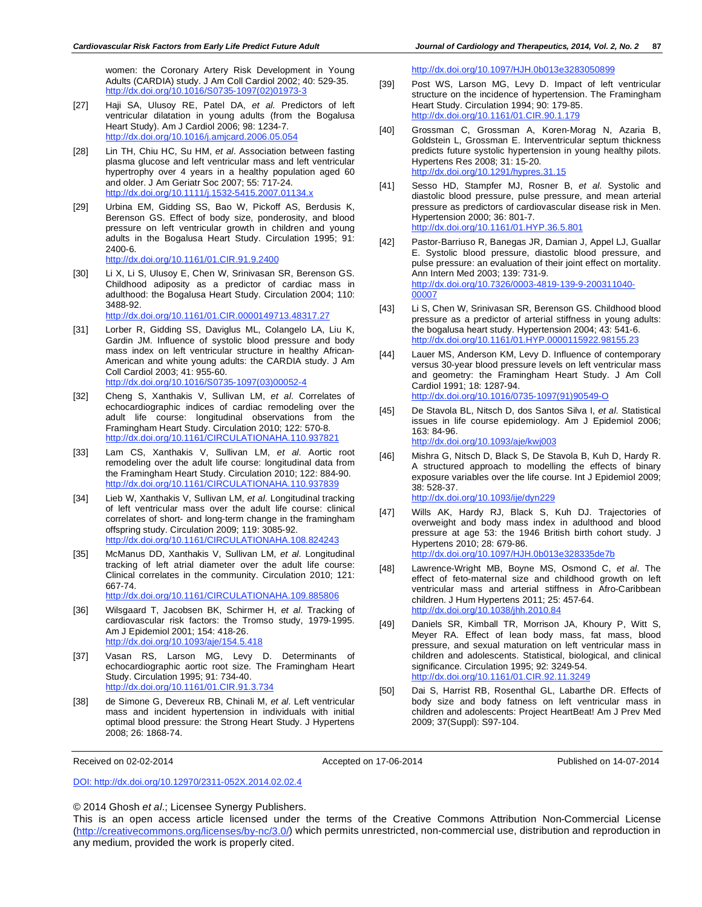women: the Coronary Artery Risk Development in Young Adults (CARDIA) study. J Am Coll Cardiol 2002; 40: 529-35. http://dx.doi.org/10.1016/S0735-1097(02)01973-3

[27] Haji SA, Ulusoy RE, Patel DA, *et al.* Predictors of left ventricular dilatation in young adults (from the Bogalusa Heart Study). Am J Cardiol 2006; 98: 1234-7. http://dx.doi.org/10.1016/j.amjcard.2006.05.054

[28] Lin TH, Chiu HC, Su HM, *et al*. Association between fasting plasma glucose and left ventricular mass and left ventricular hypertrophy over 4 years in a healthy population aged 60 and older. J Am Geriatr Soc 2007; 55: 717-24. http://dx.doi.org/10.1111/j.1532-5415.2007.01134.x

[29] Urbina EM, Gidding SS, Bao W, Pickoff AS, Berdusis K, Berenson GS. Effect of body size, ponderosity, and blood pressure on left ventricular growth in children and young adults in the Bogalusa Heart Study. Circulation 1995; 91: 2400-6. http://dx.doi.org/10.1161/01.CIR.91.9.2400

[30] Li X, Li S, Ulusoy E, Chen W, Srinivasan SR, Berenson GS. Childhood adiposity as a predictor of cardiac mass in adulthood: the Bogalusa Heart Study. Circulation 2004; 110: 3488-92. http://dx.doi.org/10.1161/01.CIR.0000149713.48317.27

[31] Lorber R, Gidding SS, Daviglus ML, Colangelo LA, Liu K, Gardin JM. Influence of systolic blood pressure and body mass index on left ventricular structure in healthy African-American and white young adults: the CARDIA study. J Am Coll Cardiol 2003; 41: 955-60. http://dx.doi.org/10.1016/S0735-1097(03)00052-4

[32] Cheng S, Xanthakis V, Sullivan LM, *et al*. Correlates of echocardiographic indices of cardiac remodeling over the adult life course: longitudinal observations from the Framingham Heart Study. Circulation 2010; 122: 570-8. http://dx.doi.org/10.1161/CIRCULATIONAHA.110.937821

[33] Lam CS, Xanthakis V, Sullivan LM, *et al*. Aortic root remodeling over the adult life course: longitudinal data from the Framingham Heart Study. Circulation 2010; 122: 884-90. http://dx.doi.org/10.1161/CIRCULATIONAHA.110.937839

[34] Lieb W, Xanthakis V, Sullivan LM, *et al.* Longitudinal tracking of left ventricular mass over the adult life course: clinical correlates of short- and long-term change in the framingham offspring study. Circulation 2009; 119: 3085-92. http://dx.doi.org/10.1161/CIRCULATIONAHA.108.824243

[35] McManus DD, Xanthakis V, Sullivan LM, *et al*. Longitudinal tracking of left atrial diameter over the adult life course: Clinical correlates in the community. Circulation 2010; 121: 667-74. http://dx.doi.org/10.1161/CIRCULATIONAHA.109.885806

[36] Wilsgaard T, Jacobsen BK, Schirmer H, *et al*. Tracking of cardiovascular risk factors: the Tromso study, 1979-1995. Am J Epidemiol 2001; 154: 418-26. http://dx.doi.org/10.1093/aje/154.5.418

[37] Vasan RS, Larson MG, Levy D. Determinants of echocardiographic aortic root size. The Framingham Heart Study. Circulation 1995; 91: 734-40. http://dx.doi.org/10.1161/01.CIR.91.3.734

[38] de Simone G, Devereux RB, Chinali M, *et al.* Left ventricular mass and incident hypertension in individuals with initial optimal blood pressure: the Strong Heart Study. J Hypertens 2008; 26: 1868-74. http://dx.doi.org/10.1097/HJH.0b013e3283050899

[39] Post WS, Larson MG, Levy D. Impact of left ventricular structure on the incidence of hypertension. The Framingham Heart Study. Circulation 1994; 90: 179-85. http://dx.doi.org/10.1161/01.CIR.90.1.179

[40] Grossman C, Grossman A, Koren-Morag N, Azaria B, Goldstein L, Grossman E. Interventricular septum thickness predicts future systolic hypertension in young healthy pilots. Hypertens Res 2008; 31: 15-20. http://dx.doi.org/10.1291/hypres.31.15

[41] Sesso HD, Stampfer MJ, Rosner B, *et al*. Systolic and diastolic blood pressure, pulse pressure, and mean arterial pressure as predictors of cardiovascular disease risk in Men. Hypertension 2000; 36: 801-7. http://dx.doi.org/10.1161/01.HYP.36.5.801

[42] Pastor-Barriuso R, Banegas JR, Damian J, Appel LJ, Guallar E. Systolic blood pressure, diastolic blood pressure, and pulse pressure: an evaluation of their joint effect on mortality. Ann Intern Med 2003; 139: 731-9. http://dx.doi.org/10.7326/0003-4819-139-9-200311040-00007

[43] Li S, Chen W, Srinivasan SR, Berenson GS. Childhood blood pressure as a predictor of arterial stiffness in young adults: the bogalusa heart study. Hypertension 2004; 43: 541-6. http://dx.doi.org/10.1161/01.HYP.0000115922.98155.23

[44] Lauer MS, Anderson KM, Levy D. Influence of contemporary versus 30-year blood pressure levels on left ventricular mass and geometry: the Framingham Heart Study. J Am Coll Cardiol 1991; 18: 1287-94. http://dx.doi.org/10.1016/0735-1097(91)90549-O

[45] De Stavola BL, Nitsch D, dos Santos Silva I, *et al*. Statistical issues in life course epidemiology. Am J Epidemiol 2006; 163: 84-96. http://dx.doi.org/10.1093/aje/kwj003

[46] Mishra G, Nitsch D, Black S, De Stavola B, Kuh D, Hardy R. A structured approach to modelling the effects of binary exposure variables over the life course. Int J Epidemiol 2009; 38: 528-37. http://dx.doi.org/10.1093/ije/dyn229

[47] Wills AK, Hardy RJ, Black S, Kuh DJ. Trajectories of overweight and body mass index in adulthood and blood pressure at age 53: the 1946 British birth cohort study. J Hypertens 2010; 28: 679-86. http://dx.doi.org/10.1097/HJH.0b013e328335de7b

[48] Lawrence-Wright MB, Boyne MS, Osmond C, *et al*. The effect of feto-maternal size and childhood growth on left ventricular mass and arterial stiffness in Afro-Caribbean children. J Hum Hypertens 2011; 25: 457-64. http://dx.doi.org/10.1038/jhh.2010.84

[49] Daniels SR, Kimball TR, Morrison JA, Khoury P, Witt S, Meyer RA. Effect of lean body mass, fat mass, blood pressure, and sexual maturation on left ventricular mass in children and adolescents. Statistical, biological, and clinical significance. Circulation 1995; 92: 3249-54. http://dx.doi.org/10.1161/01.CIR.92.11.3249

[50] Dai S, Harrist RB, Rosenthal GL, Labarthe DR. Effects of body size and body fatness on left ventricular mass in children and adolescents: Project HeartBeat! Am J Prev Med 2009; 37(Suppl): S97-104.

Received on 02-02-2014 Accepted on 17-06-2014 Published on 14-07-2014

DOI: http://dx.doi.org/10.12970/2311-052X.2014.02.02.4

© 2014 Ghosh *et al*.; Licensee Synergy Publishers.

This is an open access article licensed under the terms of the Creative Commons Attribution Non-Commercial License (http://creativecommons.org/licenses/by-nc/3.0/) which permits unrestricted, non-commercial use, distribution and reproduction in any medium, provided the work is properly cited.